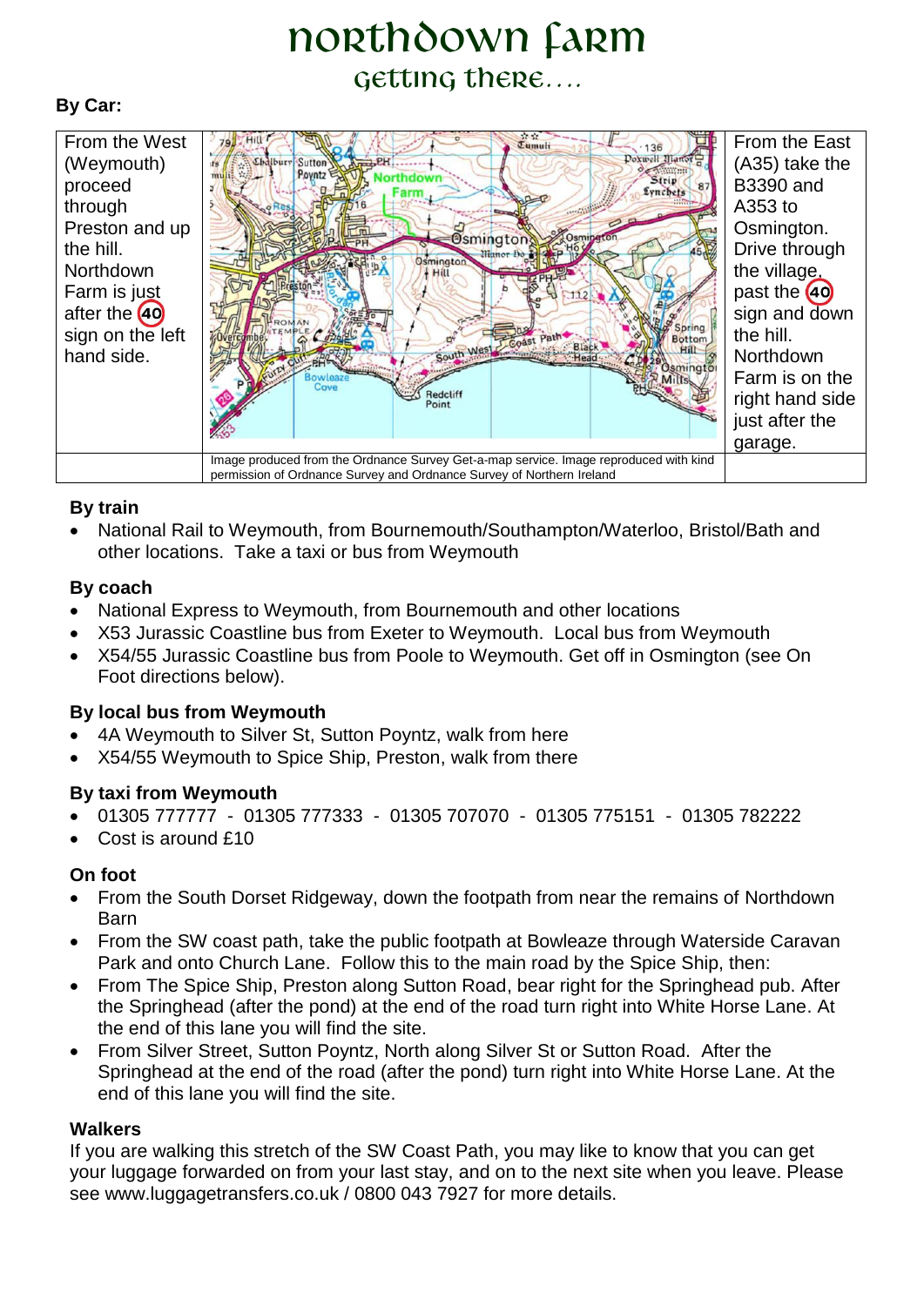# Northdown Farm

## Getting there....

**By Car:**

| From the West (Weymouth) proceed through Preston and up the hill. Northdown Farm is just after the 40 sign on the left hand side. | | From the East (A35) take the B3390 and A353 to Osmington. Drive through the village, past the 40 sign and down the hill. Northdown Farm is on the right hand side just after the garage. |
|---|---|---|
| | Image produced from the Ordnance Survey Get-a-map service. Image reproduced with kind permission of Ordnance Survey and Ordnance Survey of Northern Ireland | |

**By train**

- National Rail to Weymouth, from Bournemouth/Southampton/Waterloo, Bristol/Bath and other locations. Take a taxi or bus from Weymouth

**By coach**

- National Express to Weymouth, from Bournemouth and other locations
- X53 Jurassic Coastline bus from Exeter to Weymouth. Local bus from Weymouth
- X54/55 Jurassic Coastline bus from Poole to Weymouth. Get off in Osmington (see On Foot directions below).

**By local bus from Weymouth**

- 4A Weymouth to Silver St, Sutton Poyntz, walk from here
- X54/55 Weymouth to Spice Ship, Preston, walk from there

**By taxi from Weymouth**

- 01305 777777 - 01305 777333 - 01305 707070 - 01305 775151 - 01305 782222
- Cost is around £10

**On foot**

- From the South Dorset Ridgeway, down the footpath from near the remains of Northdown Barn
- From the SW coast path, take the public footpath at Bowleaze through Waterside Caravan Park and onto Church Lane. Follow this to the main road by the Spice Ship, then:
- From The Spice Ship, Preston along Sutton Road, bear right for the Springhead pub. After the Springhead (after the pond) at the end of the road turn right into White Horse Lane. At the end of this lane you will find the site.
- From Silver Street, Sutton Poyntz, North along Silver St or Sutton Road. After the Springhead at the end of the road (after the pond) turn right into White Horse Lane. At the end of this lane you will find the site.

**Walkers**

If you are walking this stretch of the SW Coast Path, you may like to know that you can get your luggage forwarded on from your last stay, and on to the next site when you leave. Please see www.luggagetransfers.co.uk / 0800 043 7927 for more details.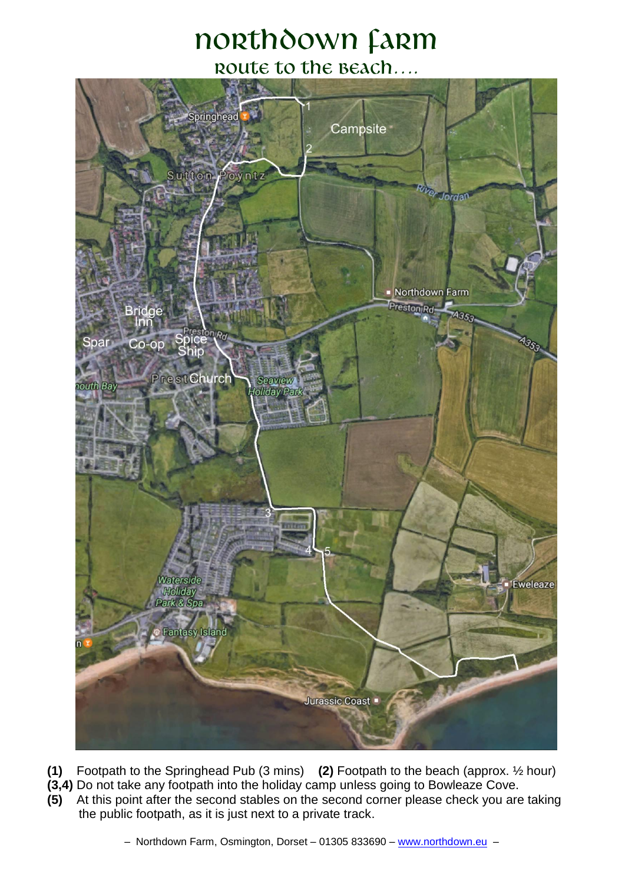# Northdown Farm

## Route to the Beach....

Springhead
Campsite
Sutton Poyntz
River Jordan
Northdown Farm
Preston Rd
A353
Bridge Inn
Spar
Co-op
Spice Ship
Preston Rd
Preston
Church
Seaview Holiday Park
outh Bay
Waterside Holiday Park & Spa
Fantasy Island
Eweleaze
Jurassic Coast
1
2
3
4
5

**(1)** Footpath to the Springhead Pub (3 mins) **(2)** Footpath to the beach (approx. ½ hour)

**(3,4)** Do not take any footpath into the holiday camp unless going to Bowleaze Cove.

**(5)** At this point after the second stables on the second corner please check you are taking the public footpath, as it is just next to a private track.

– Northdown Farm, Osmington, Dorset – 01305 833690 – [www.northdown.eu](http://www.northdown.eu) –